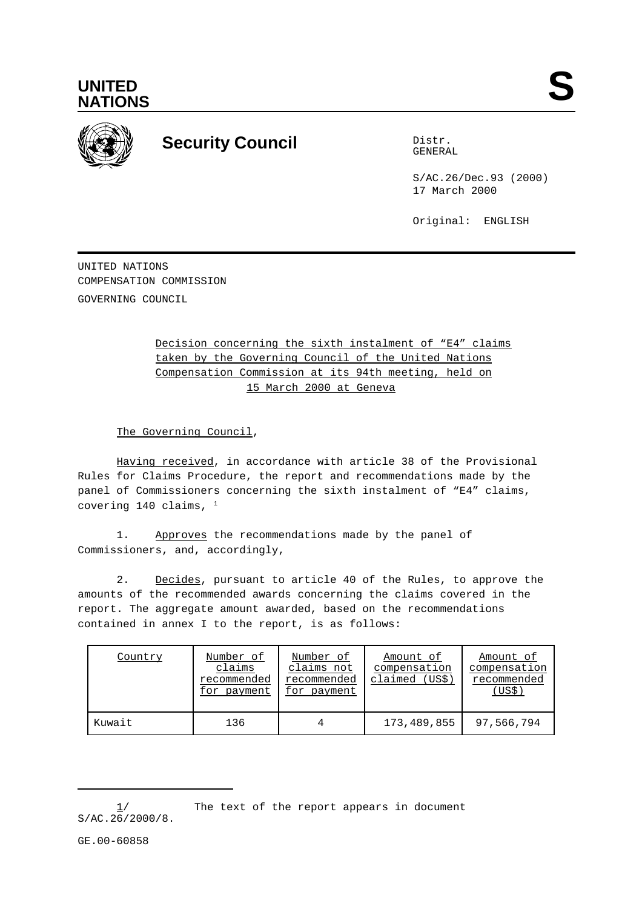UNITED NATIONS

S

**Security Council**

Distr.
GENERAL

S/AC.26/Dec.93 (2000)
17 March 2000

Original: ENGLISH

UNITED NATIONS
COMPENSATION COMMISSION
GOVERNING COUNCIL

Decision concerning the sixth instalment of "E4" claims taken by the Governing Council of the United Nations Compensation Commission at its 94th meeting, held on 15 March 2000 at Geneva

The Governing Council,

Having received, in accordance with article 38 of the Provisional Rules for Claims Procedure, the report and recommendations made by the panel of Commissioners concerning the sixth instalment of "E4" claims, covering 140 claims, [1]

1. Approves the recommendations made by the panel of Commissioners, and, accordingly,

2. Decides, pursuant to article 40 of the Rules, to approve the amounts of the recommended awards concerning the claims covered in the report. The aggregate amount awarded, based on the recommendations contained in annex I to the report, is as follows:

| Country | Number of claims recommended for payment | Number of claims not recommended for payment | Amount of compensation claimed (US$) | Amount of compensation recommended (US$) |
|---|---|---|---|---|
| Kuwait | 136 | 4 | 173,489,855 | 97,566,794 |

1/ The text of the report appears in document S/AC.26/2000/8.

GE.00-60858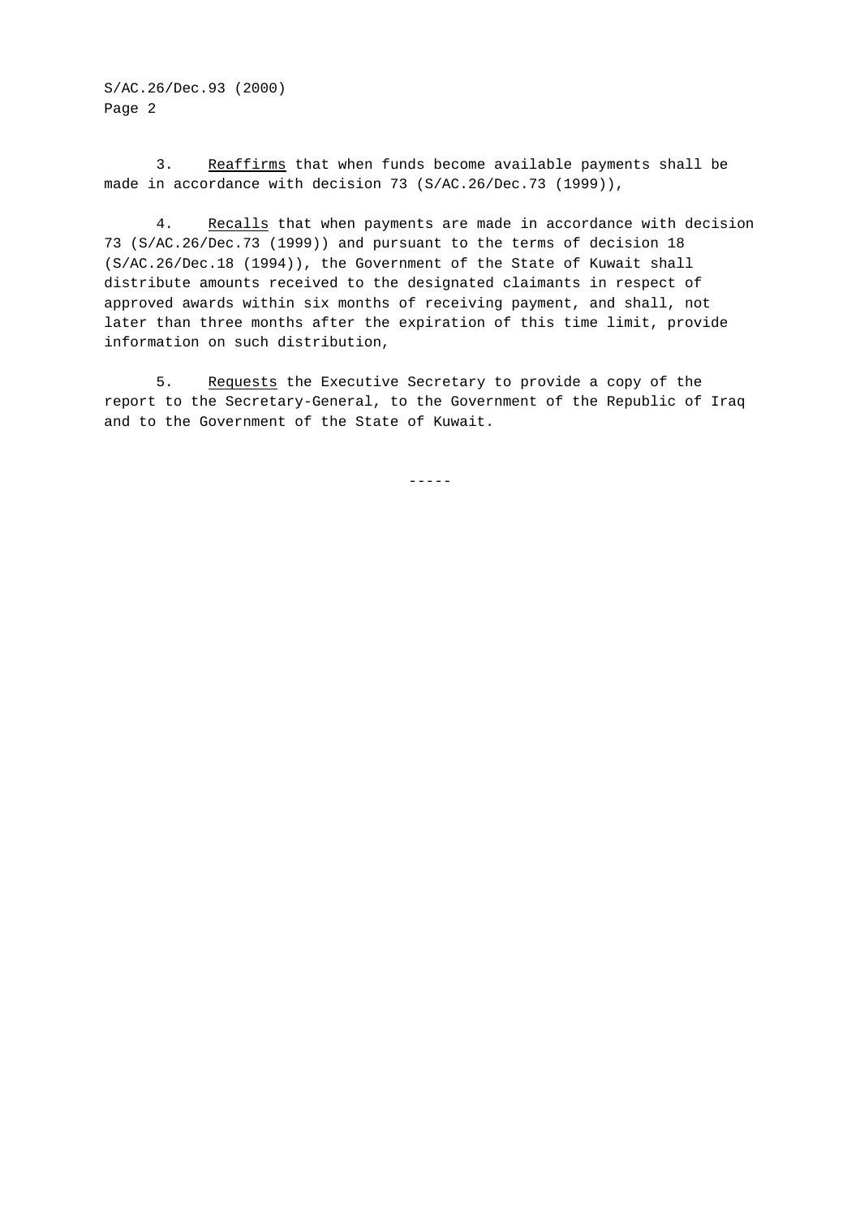3. _Reaffirms_ that when funds become available payments shall be made in accordance with decision 73 (S/AC.26/Dec.73 (1999)),

4. _Recalls_ that when payments are made in accordance with decision 73 (S/AC.26/Dec.73 (1999)) and pursuant to the terms of decision 18 (S/AC.26/Dec.18 (1994)), the Government of the State of Kuwait shall distribute amounts received to the designated claimants in respect of approved awards within six months of receiving payment, and shall, not later than three months after the expiration of this time limit, provide information on such distribution,

5. _Requests_ the Executive Secretary to provide a copy of the report to the Secretary-General, to the Government of the Republic of Iraq and to the Government of the State of Kuwait.

-----